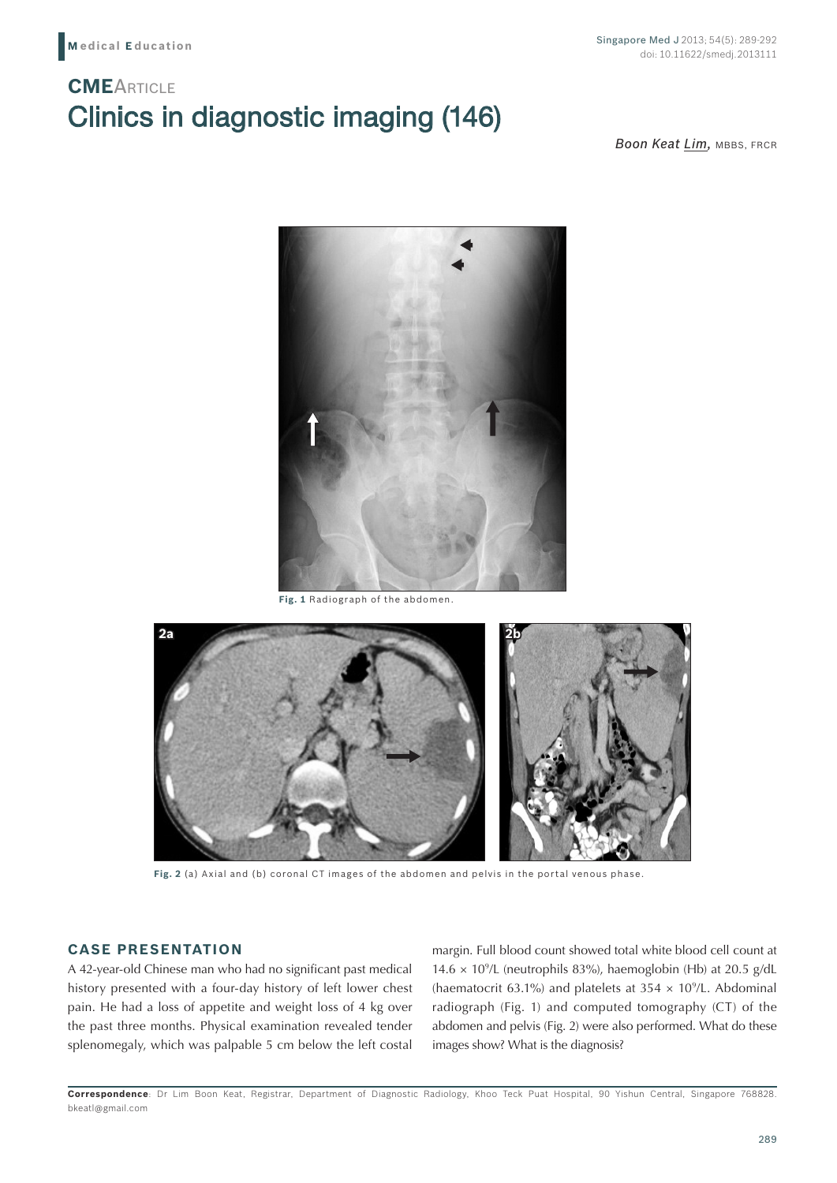Medical Education

# CMEArticle

# Clinics in diagnostic imaging (146)

*Boon Keat Lim*, MBBS, FRCR

Fig. 1 Radiograph of the abdomen.

Fig. 2 (a) Axial and (b) coronal CT images of the abdomen and pelvis in the portal venous phase.

## CASE PRESENTATION

A 42-year-old Chinese man who had no significant past medical history presented with a four-day history of left lower chest pain. He had a loss of appetite and weight loss of 4 kg over the past three months. Physical examination revealed tender splenomegaly, which was palpable 5 cm below the left costal margin. Full blood count showed total white blood cell count at $14.6 \times 10^9$/L (neutrophils 83%), haemoglobin (Hb) at 20.5 g/dL (haematocrit 63.1%) and platelets at $354 \times 10^9$/L. Abdominal radiograph (Fig. 1) and computed tomography (CT) of the abdomen and pelvis (Fig. 2) were also performed. What do these images show? What is the diagnosis?

**Correspondence**: Dr Lim Boon Keat, Registrar, Department of Diagnostic Radiology, Khoo Teck Puat Hospital, 90 Yishun Central, Singapore 768828. bkeatl@gmail.com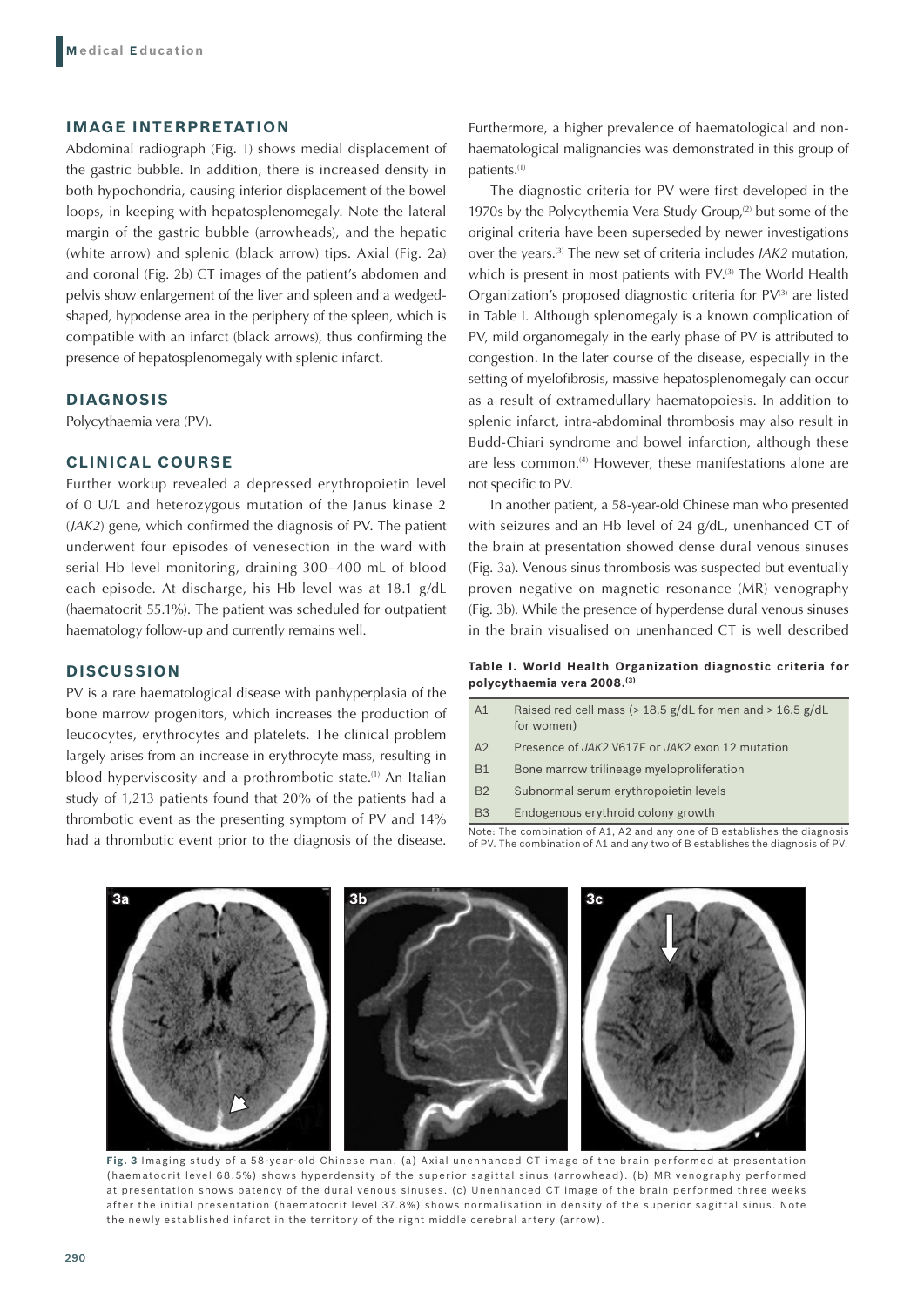## IMAGE INTERPRETATION

Abdominal radiograph (Fig. 1) shows medial displacement of the gastric bubble. In addition, there is increased density in both hypochondria, causing inferior displacement of the bowel loops, in keeping with hepatosplenomegaly. Note the lateral margin of the gastric bubble (arrowheads), and the hepatic (white arrow) and splenic (black arrow) tips. Axial (Fig. 2a) and coronal (Fig. 2b) CT images of the patient's abdomen and pelvis show enlargement of the liver and spleen and a wedged-shaped, hypodense area in the periphery of the spleen, which is compatible with an infarct (black arrows), thus confirming the presence of hepatosplenomegaly with splenic infarct.

## DIAGNOSIS

Polycythaemia vera (PV).

## CLINICAL COURSE

Further workup revealed a depressed erythropoietin level of 0 U/L and heterozygous mutation of the Janus kinase 2 (*JAK2*) gene, which confirmed the diagnosis of PV. The patient underwent four episodes of venesection in the ward with serial Hb level monitoring, draining 300–400 mL of blood each episode. At discharge, his Hb level was at 18.1 g/dL (haematocrit 55.1%). The patient was scheduled for outpatient haematology follow-up and currently remains well.

## DISCUSSION

PV is a rare haematological disease with panhyperplasia of the bone marrow progenitors, which increases the production of leucocytes, erythrocytes and platelets. The clinical problem largely arises from an increase in erythrocyte mass, resulting in blood hyperviscosity and a prothrombotic state.[1] An Italian study of 1,213 patients found that 20% of the patients had a thrombotic event as the presenting symptom of PV and 14% had a thrombotic event prior to the diagnosis of the disease. Furthermore, a higher prevalence of haematological and non-haematological malignancies was demonstrated in this group of patients.[1]

The diagnostic criteria for PV were first developed in the 1970s by the Polycythemia Vera Study Group,[2] but some of the original criteria have been superseded by newer investigations over the years.[3] The new set of criteria includes *JAK2* mutation, which is present in most patients with PV.[3] The World Health Organization's proposed diagnostic criteria for PV[3] are listed in Table I. Although splenomegaly is a known complication of PV, mild organomegaly in the early phase of PV is attributed to congestion. In the later course of the disease, especially in the setting of myelofibrosis, massive hepatosplenomegaly can occur as a result of extramedullary haematopoiesis. In addition to splenic infarct, intra-abdominal thrombosis may also result in Budd-Chiari syndrome and bowel infarction, although these are less common.[4] However, these manifestations alone are not specific to PV.

In another patient, a 58-year-old Chinese man who presented with seizures and an Hb level of 24 g/dL, unenhanced CT of the brain at presentation showed dense dural venous sinuses (Fig. 3a). Venous sinus thrombosis was suspected but eventually proven negative on magnetic resonance (MR) venography (Fig. 3b). While the presence of hyperdense dural venous sinuses in the brain visualised on unenhanced CT is well described

**Table I. World Health Organization diagnostic criteria for polycythaemia vera 2008.[3]**

| | |
|---|---|
| A1 | Raised red cell mass (> 18.5 g/dL for men and > 16.5 g/dL for women) |
| A2 | Presence of *JAK2* V617F or *JAK2* exon 12 mutation |
| B1 | Bone marrow trilineage myeloproliferation |
| B2 | Subnormal serum erythropoietin levels |
| B3 | Endogenous erythroid colony growth |

Note: The combination of A1, A2 and any one of B establishes the diagnosis of PV. The combination of A1 and any two of B establishes the diagnosis of PV.

**Fig. 3** Imaging study of a 58-year-old Chinese man. (a) Axial unenhanced CT image of the brain performed at presentation (haematocrit level 68.5%) shows hyperdensity of the superior sagittal sinus (arrowhead). (b) MR venography performed at presentation shows patency of the dural venous sinuses. (c) Unenhanced CT image of the brain performed three weeks after the initial presentation (haematocrit level 37.8%) shows normalisation in density of the superior sagittal sinus. Note the newly established infarct in the territory of the right middle cerebral artery (arrow).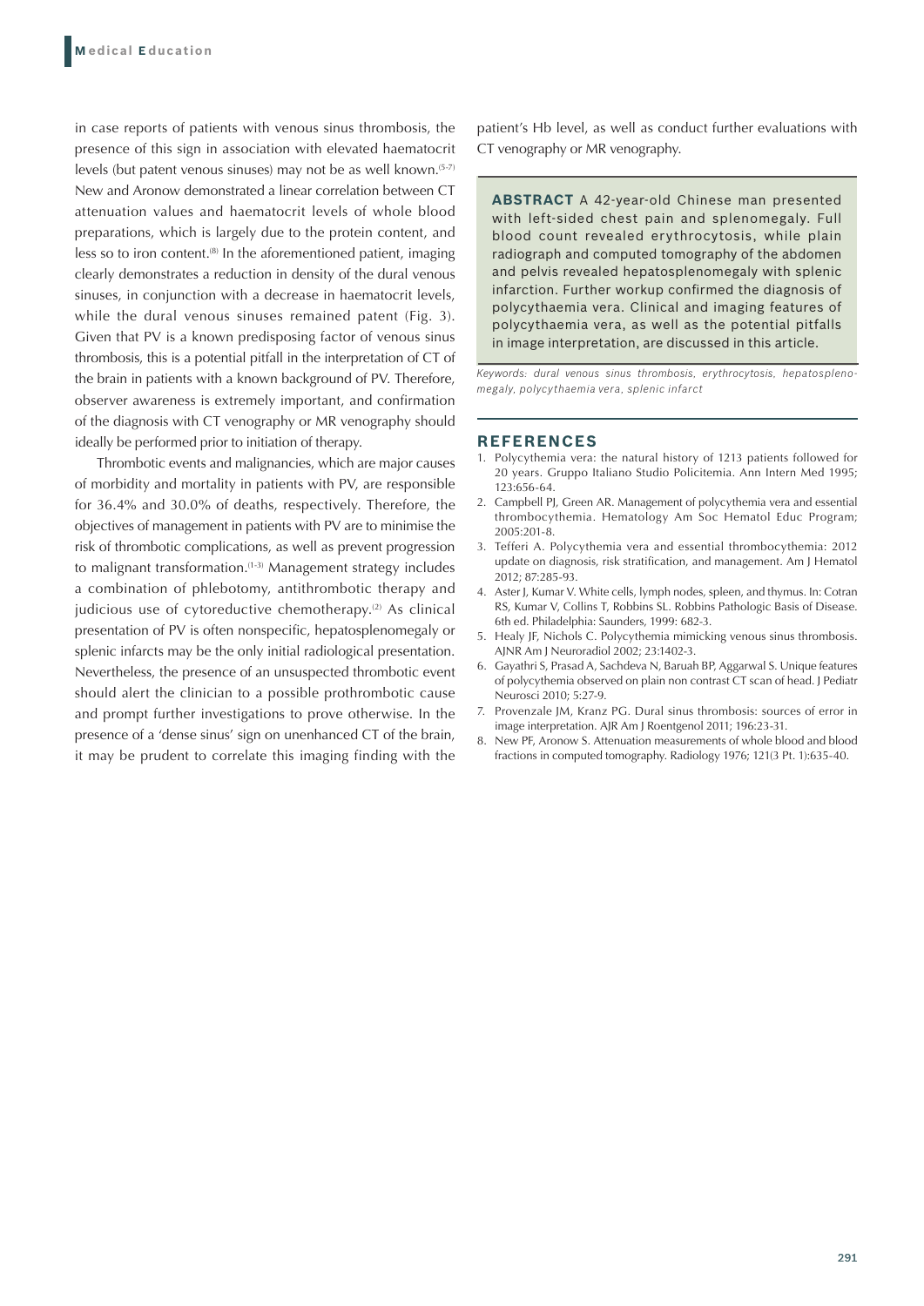in case reports of patients with venous sinus thrombosis, the presence of this sign in association with elevated haematocrit levels (but patent venous sinuses) may not be as well known.[5-7] New and Aronow demonstrated a linear correlation between CT attenuation values and haematocrit levels of whole blood preparations, which is largely due to the protein content, and less so to iron content.[8] In the aforementioned patient, imaging clearly demonstrates a reduction in density of the dural venous sinuses, in conjunction with a decrease in haematocrit levels, while the dural venous sinuses remained patent (Fig. 3). Given that PV is a known predisposing factor of venous sinus thrombosis, this is a potential pitfall in the interpretation of CT of the brain in patients with a known background of PV. Therefore, observer awareness is extremely important, and confirmation of the diagnosis with CT venography or MR venography should ideally be performed prior to initiation of therapy.

Thrombotic events and malignancies, which are major causes of morbidity and mortality in patients with PV, are responsible for 36.4% and 30.0% of deaths, respectively. Therefore, the objectives of management in patients with PV are to minimise the risk of thrombotic complications, as well as prevent progression to malignant transformation.[1-3] Management strategy includes a combination of phlebotomy, antithrombotic therapy and judicious use of cytoreductive chemotherapy.[2] As clinical presentation of PV is often nonspecific, hepatosplenomegaly or splenic infarcts may be the only initial radiological presentation. Nevertheless, the presence of an unsuspected thrombotic event should alert the clinician to a possible prothrombotic cause and prompt further investigations to prove otherwise. In the presence of a 'dense sinus' sign on unenhanced CT of the brain, it may be prudent to correlate this imaging finding with the patient's Hb level, as well as conduct further evaluations with CT venography or MR venography.

**ABSTRACT** A 42-year-old Chinese man presented with left-sided chest pain and splenomegaly. Full blood count revealed erythrocytosis, while plain radiograph and computed tomography of the abdomen and pelvis revealed hepatosplenomegaly with splenic infarction. Further workup confirmed the diagnosis of polycythaemia vera. Clinical and imaging features of polycythaemia vera, as well as the potential pitfalls in image interpretation, are discussed in this article.

*Keywords: dural venous sinus thrombosis, erythrocytosis, hepatosplenomegaly, polycythaemia vera, splenic infarct*

## REFERENCES

1. Polycythemia vera: the natural history of 1213 patients followed for 20 years. Gruppo Italiano Studio Policitemia. Ann Intern Med 1995; 123:656-64.
2. Campbell PJ, Green AR. Management of polycythemia vera and essential thrombocythemia. Hematology Am Soc Hematol Educ Program; 2005:201-8.
3. Tefferi A. Polycythemia vera and essential thrombocythemia: 2012 update on diagnosis, risk stratification, and management. Am J Hematol 2012; 87:285-93.
4. Aster J, Kumar V. White cells, lymph nodes, spleen, and thymus. In: Cotran RS, Kumar V, Collins T, Robbins SL. Robbins Pathologic Basis of Disease. 6th ed. Philadelphia: Saunders, 1999: 682-3.
5. Healy JF, Nichols C. Polycythemia mimicking venous sinus thrombosis. AJNR Am J Neuroradiol 2002; 23:1402-3.
6. Gayathri S, Prasad A, Sachdeva N, Baruah BP, Aggarwal S. Unique features of polycythemia observed on plain non contrast CT scan of head. J Pediatr Neurosci 2010; 5:27-9.
7. Provenzale JM, Kranz PG. Dural sinus thrombosis: sources of error in image interpretation. AJR Am J Roentgenol 2011; 196:23-31.
8. New PF, Aronow S. Attenuation measurements of whole blood and blood fractions in computed tomography. Radiology 1976; 121(3 Pt. 1):635-40.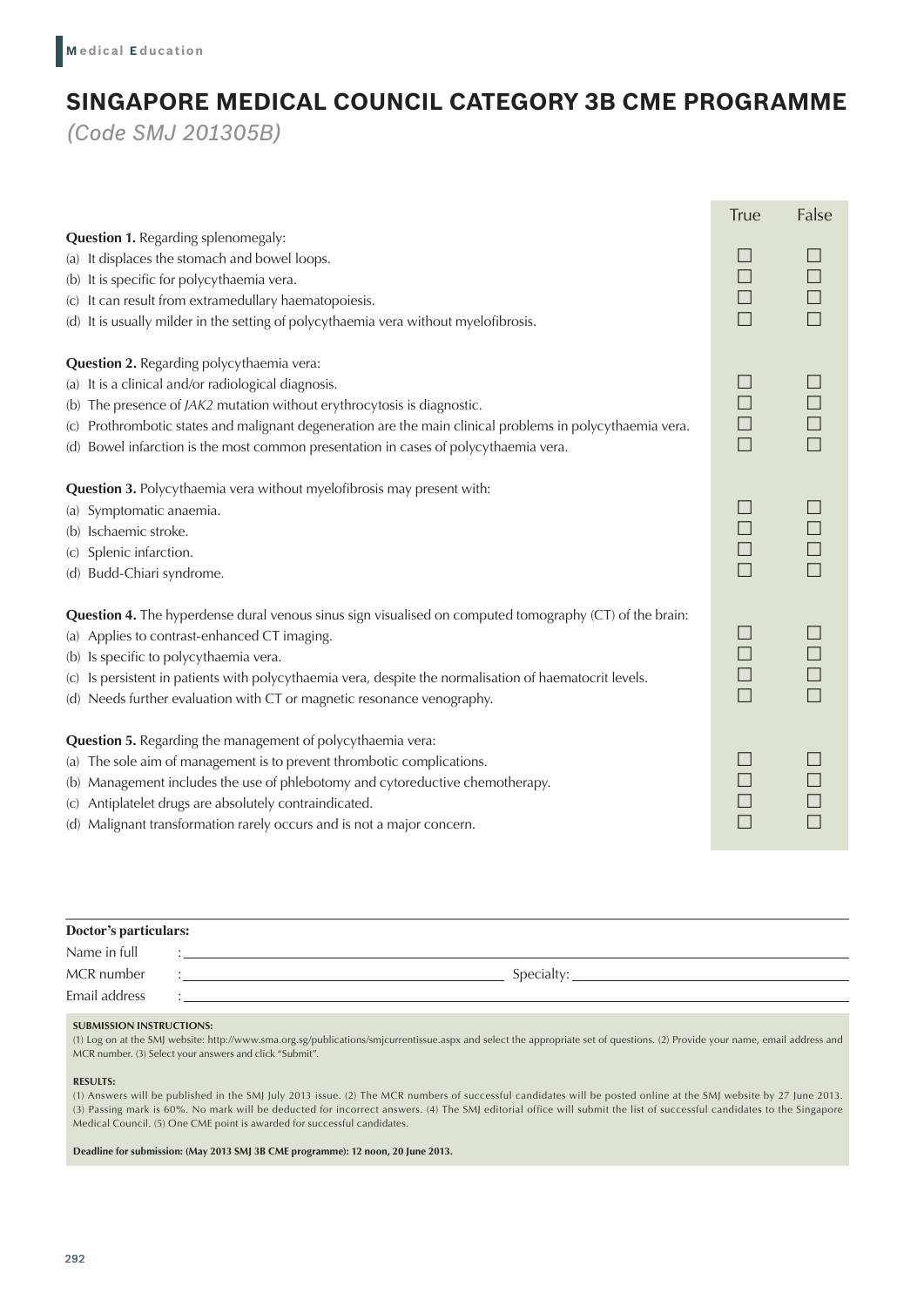# SINGAPORE MEDICAL COUNCIL CATEGORY 3B CME PROGRAMME

*(Code SMJ 201305B)*

| | True | False |
|---|---|---|
| **Question 1.** Regarding splenomegaly: | | |
| (a) It displaces the stomach and bowel loops. | ☐ | ☐ |
| (b) It is specific for polycythaemia vera. | ☐ | ☐ |
| (c) It can result from extramedullary haematopoiesis. | ☐ | ☐ |
| (d) It is usually milder in the setting of polycythaemia vera without myelofibrosis. | ☐ | ☐ |
| **Question 2.** Regarding polycythaemia vera: | | |
| (a) It is a clinical and/or radiological diagnosis. | ☐ | ☐ |
| (b) The presence of *JAK2* mutation without erythrocytosis is diagnostic. | ☐ | ☐ |
| (c) Prothrombotic states and malignant degeneration are the main clinical problems in polycythaemia vera. | ☐ | ☐ |
| (d) Bowel infarction is the most common presentation in cases of polycythaemia vera. | ☐ | ☐ |
| **Question 3.** Polycythaemia vera without myelofibrosis may present with: | | |
| (a) Symptomatic anaemia. | ☐ | ☐ |
| (b) Ischaemic stroke. | ☐ | ☐ |
| (c) Splenic infarction. | ☐ | ☐ |
| (d) Budd-Chiari syndrome. | ☐ | ☐ |
| **Question 4.** The hyperdense dural venous sinus sign visualised on computed tomography (CT) of the brain: | | |
| (a) Applies to contrast-enhanced CT imaging. | ☐ | ☐ |
| (b) Is specific to polycythaemia vera. | ☐ | ☐ |
| (c) Is persistent in patients with polycythaemia vera, despite the normalisation of haematocrit levels. | ☐ | ☐ |
| (d) Needs further evaluation with CT or magnetic resonance venography. | ☐ | ☐ |
| **Question 5.** Regarding the management of polycythaemia vera: | | |
| (a) The sole aim of management is to prevent thrombotic complications. | ☐ | ☐ |
| (b) Management includes the use of phlebotomy and cytoreductive chemotherapy. | ☐ | ☐ |
| (c) Antiplatelet drugs are absolutely contraindicated. | ☐ | ☐ |
| (d) Malignant transformation rarely occurs and is not a major concern. | ☐ | ☐ |

**Doctor's particulars:**

Name in full : ____________________

MCR number : ____________________ Specialty: ____________________

Email address : ____________________

**SUBMISSION INSTRUCTIONS:**

(1) Log on at the SMJ website: http://www.sma.org.sg/publications/smjcurrentissue.aspx and select the appropriate set of questions. (2) Provide your name, email address and MCR number. (3) Select your answers and click "Submit".

**RESULTS:**

(1) Answers will be published in the SMJ July 2013 issue. (2) The MCR numbers of successful candidates will be posted online at the SMJ website by 27 June 2013. (3) Passing mark is 60%. No mark will be deducted for incorrect answers. (4) The SMJ editorial office will submit the list of successful candidates to the Singapore Medical Council. (5) One CME point is awarded for successful candidates.

**Deadline for submission: (May 2013 SMJ 3B CME programme): 12 noon, 20 June 2013.**